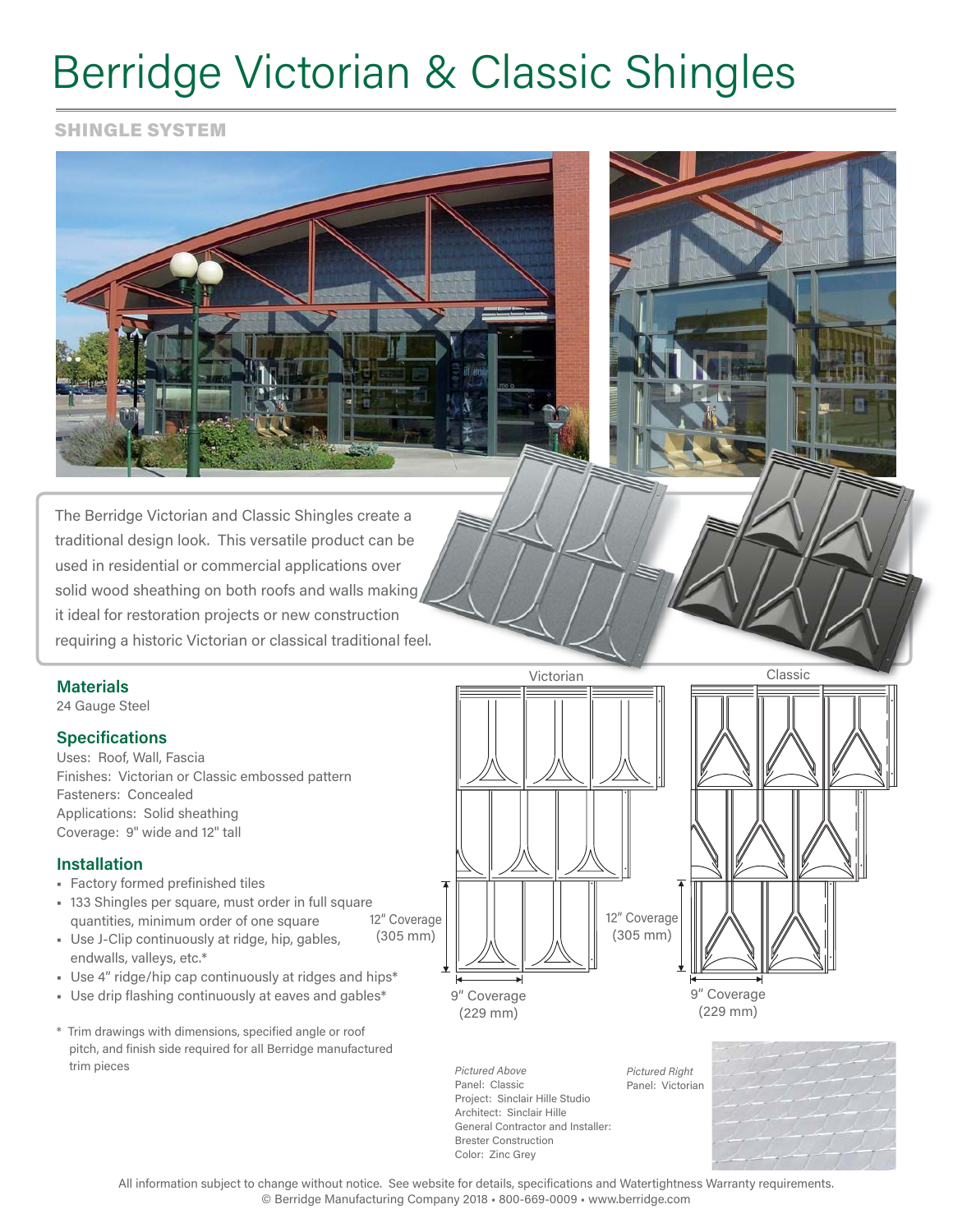# Berridge Victorian & Classic Shingles

## SHINGLE SYSTEM

The Berridge Victorian and Classic Shingles create a traditional design look. This versatile product can be used in residential or commercial applications over solid wood sheathing on both roofs and walls making it ideal for restoration projects or new construction requiring a historic Victorian or classical traditional feel.

### Materials

24 Gauge Steel

### Specifications

Uses: Roof, Wall, Fascia
Finishes: Victorian or Classic embossed pattern
Fasteners: Concealed
Applications: Solid sheathing
Coverage: 9" wide and 12" tall

### Installation

- Factory formed prefinished tiles
- 133 Shingles per square, must order in full square quantities, minimum order of one square
- Use J-Clip continuously at ridge, hip, gables, endwalls, valleys, etc.*
- Use 4" ridge/hip cap continuously at ridges and hips*
- Use drip flashing continuously at eaves and gables*

\* Trim drawings with dimensions, specified angle or roof pitch, and finish side required for all Berridge manufactured trim pieces

Victorian

12" Coverage (305 mm)

9" Coverage (229 mm)

Classic

12" Coverage (305 mm)

9" Coverage (229 mm)

*Pictured Above*
Panel: Classic
Project: Sinclair Hille Studio
Architect: Sinclair Hille
General Contractor and Installer: Brester Construction
Color: Zinc Grey

*Pictured Right*
Panel: Victorian

All information subject to change without notice. See website for details, specifications and Watertightness Warranty requirements.
© Berridge Manufacturing Company 2018 • 800-669-0009 • www.berridge.com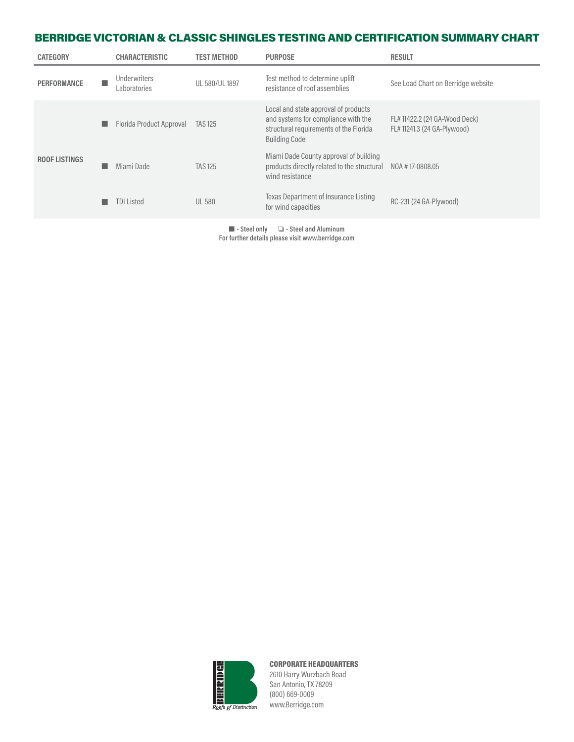## BERRIDGE VICTORIAN & CLASSIC SHINGLES TESTING AND CERTIFICATION SUMMARY CHART

| CATEGORY | | CHARACTERISTIC | TEST METHOD | PURPOSE | RESULT |
|---|---|---|---|---|---|
| PERFORMANCE | ■ | Underwriters Laboratories | UL 580/UL 1897 | Test method to determine uplift resistance of roof assemblies | See Load Chart on Berridge website |
| ROOF LISTINGS | ■ | Florida Product Approval | TAS 125 | Local and state approval of products and systems for compliance with the structural requirements of the Florida Building Code | FL# 11422.2 (24 GA-Wood Deck)<br>FL# 11241.3 (24 GA-Plywood) |
| | ■ | Miami Dade | TAS 125 | Miami Dade County approval of building products directly related to the structural wind resistance | NOA # 17-0808.05 |
| | ■ | TDI Listed | UL 580 | Texas Department of Insurance Listing for wind capacities | RC-231 (24 GA-Plywood) |

■ - Steel only ❏ - Steel and Aluminum

For further details please visit www.berridge.com

BERRIDGE
Roofs of Distinction

**CORPORATE HEADQUARTERS**
2610 Harry Wurzbach Road
San Antonio, TX 78209
(800) 669-0009
www.Berridge.com